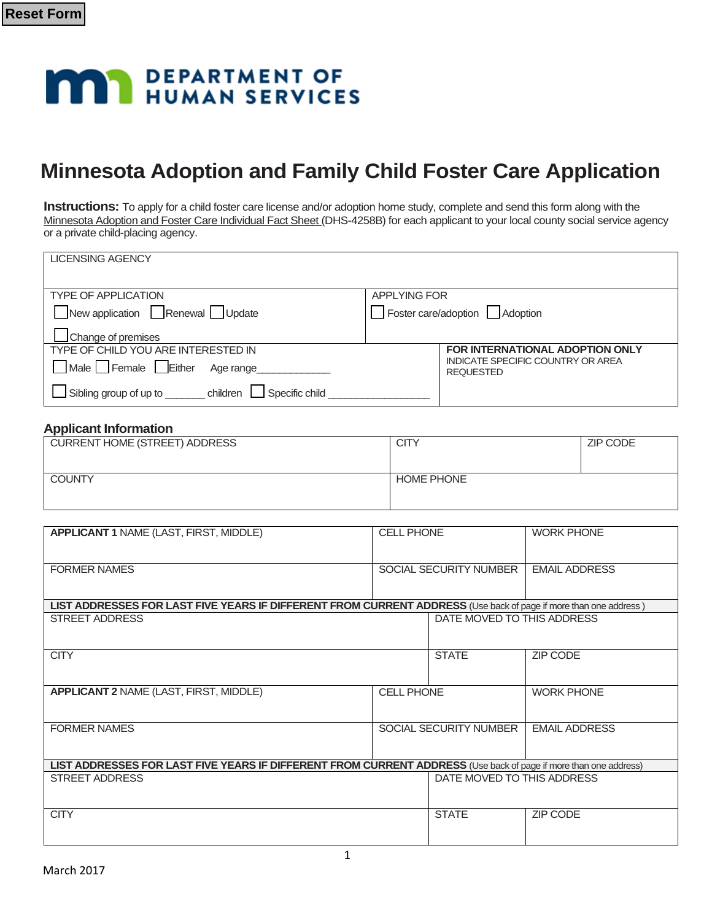Reset Form

DEPARTMENT OF HUMAN SERVICES

# Minnesota Adoption and Family Child Foster Care Application

**Instructions:** To apply for a child foster care license and/or adoption home study, complete and send this form along with the Minnesota Adoption and Foster Care Individual Fact Sheet (DHS-4258B) for each applicant to your local county social service agency or a private child-placing agency.

| LICENSING AGENCY | |
|---|---|
| TYPE OF APPLICATION<br>☐ New application ☐ Renewal ☐ Update<br>☐ Change of premises | APPLYING FOR<br>☐ Foster care/adoption ☐ Adoption |
| TYPE OF CHILD YOU ARE INTERESTED IN<br>☐ Male ☐ Female ☐ Either Age range____________<br>☐ Sibling group of up to _______ children ☐ Specific child _________________ | **FOR INTERNATIONAL ADOPTION ONLY**<br>INDICATE SPECIFIC COUNTRY OR AREA REQUESTED |

## Applicant Information

| CURRENT HOME (STREET) ADDRESS | CITY | ZIP CODE |
|---|---|---|
| COUNTY | HOME PHONE | |

| **APPLICANT 1** NAME (LAST, FIRST, MIDDLE) | CELL PHONE | WORK PHONE |
|---|---|---|
| FORMER NAMES | SOCIAL SECURITY NUMBER | EMAIL ADDRESS |
| **LIST ADDRESSES FOR LAST FIVE YEARS IF DIFFERENT FROM CURRENT ADDRESS** (Use back of page if more than one address ) | | |
| STREET ADDRESS | DATE MOVED TO THIS ADDRESS | |
| CITY | STATE | ZIP CODE |
| **APPLICANT 2** NAME (LAST, FIRST, MIDDLE) | CELL PHONE | WORK PHONE |
| FORMER NAMES | SOCIAL SECURITY NUMBER | EMAIL ADDRESS |
| **LIST ADDRESSES FOR LAST FIVE YEARS IF DIFFERENT FROM CURRENT ADDRESS** (Use back of page if more than one address) | | |
| STREET ADDRESS | DATE MOVED TO THIS ADDRESS | |
| CITY | STATE | ZIP CODE |

March 2017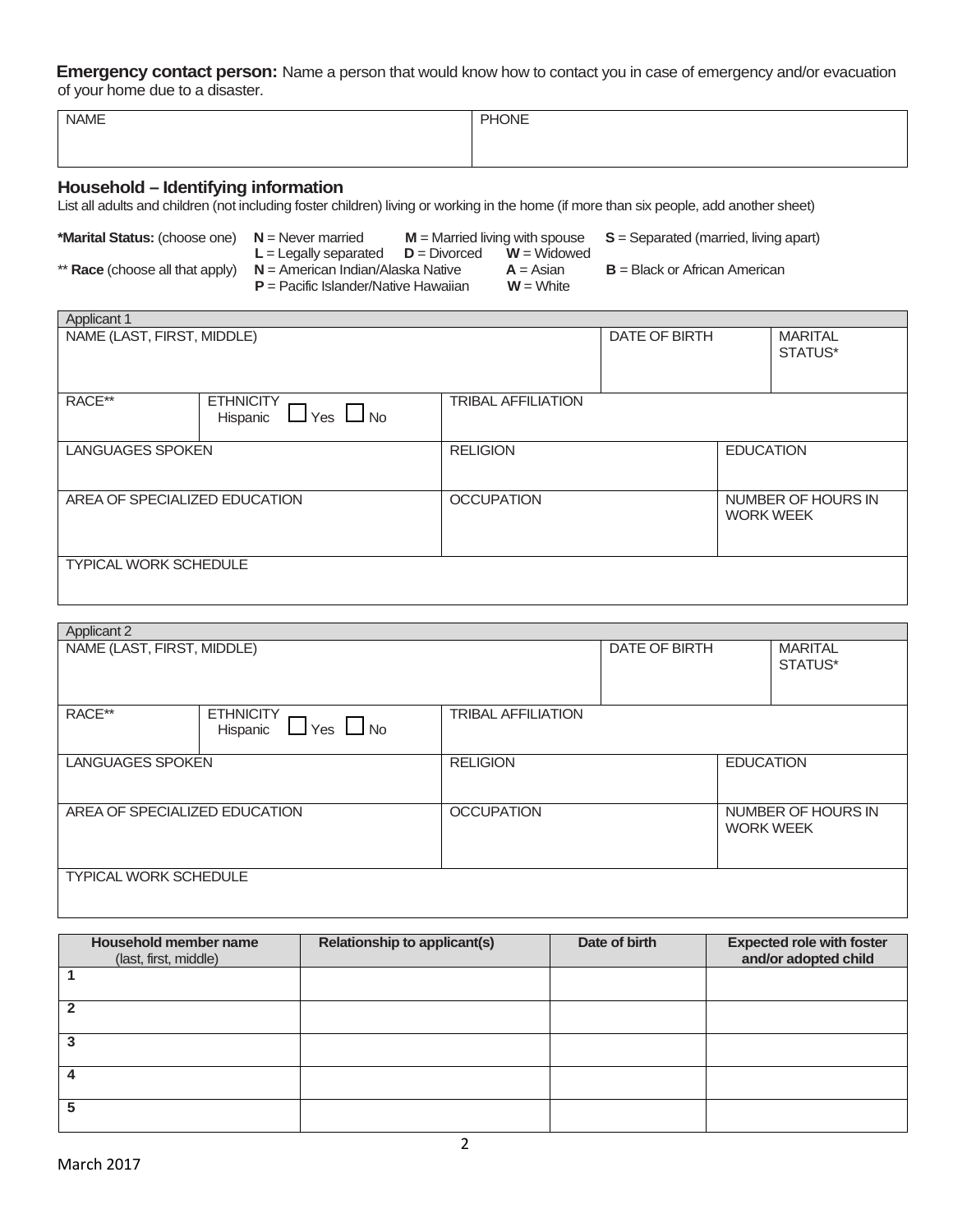**Emergency contact person:** Name a person that would know how to contact you in case of emergency and/or evacuation of your home due to a disaster.

| NAME | PHONE |
|---|---|
| | |

## Household – Identifying information

List all adults and children (not including foster children) living or working in the home (if more than six people, add another sheet)

***Marital Status:** (choose one) **N** = Never married **M** = Married living with spouse **S** = Separated (married, living apart) **L** = Legally separated **D** = Divorced **W** = Widowed

** **Race** (choose all that apply) **N** = American Indian/Alaska Native **A** = Asian **B** = Black or African American **P** = Pacific Islander/Native Hawaiian **W** = White

| Applicant 1 | | | | |
|---|---|---|---|---|
| NAME (LAST, FIRST, MIDDLE) | | | DATE OF BIRTH | MARITAL STATUS* |
| RACE** | ETHNICITY Hispanic ☐ Yes ☐ No | TRIBAL AFFILIATION | | |
| LANGUAGES SPOKEN | | RELIGION | | EDUCATION |
| AREA OF SPECIALIZED EDUCATION | | OCCUPATION | | NUMBER OF HOURS IN WORK WEEK |
| TYPICAL WORK SCHEDULE | | | | |

| Applicant 2 | | | | |
|---|---|---|---|---|
| NAME (LAST, FIRST, MIDDLE) | | | DATE OF BIRTH | MARITAL STATUS* |
| RACE** | ETHNICITY Hispanic ☐ Yes ☐ No | TRIBAL AFFILIATION | | |
| LANGUAGES SPOKEN | | RELIGION | | EDUCATION |
| AREA OF SPECIALIZED EDUCATION | | OCCUPATION | | NUMBER OF HOURS IN WORK WEEK |
| TYPICAL WORK SCHEDULE | | | | |

| **Household member name** (last, first, middle) | **Relationship to applicant(s)** | **Date of birth** | **Expected role with foster and/or adopted child** |
|---|---|---|---|
| **1** | | | |
| **2** | | | |
| **3** | | | |
| **4** | | | |
| **5** | | | |

March 2017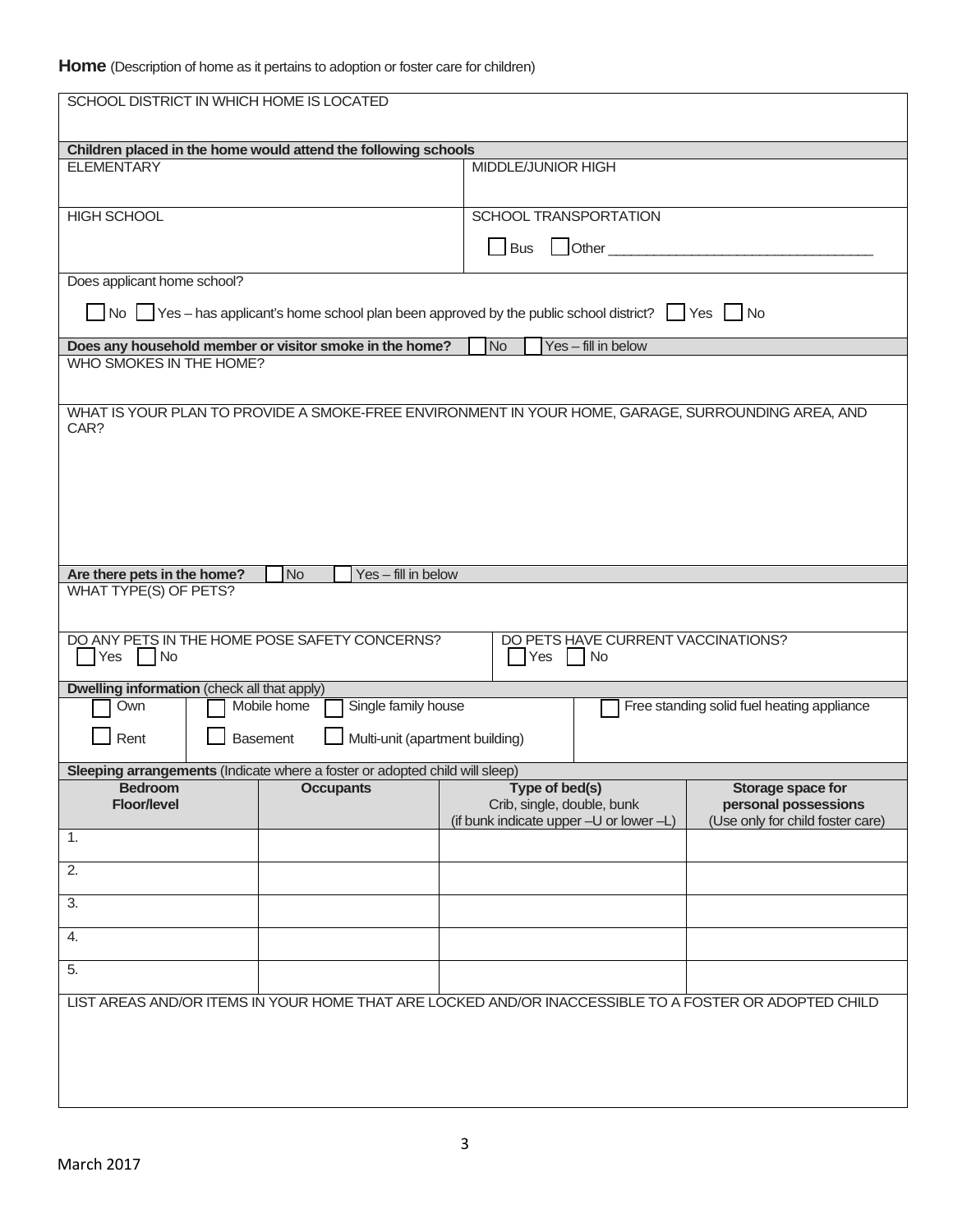**Home** (Description of home as it pertains to adoption or foster care for children)

SCHOOL DISTRICT IN WHICH HOME IS LOCATED

**Children placed in the home would attend the following schools**

| ELEMENTARY | MIDDLE/JUNIOR HIGH |
|---|---|
| HIGH SCHOOL | SCHOOL TRANSPORTATION<br>☐ Bus ☐ Other ______________________________ |

Does applicant home school?

☐ No ☐ Yes – has applicant's home school plan been approved by the public school district? ☐ Yes ☐ No

**Does any household member or visitor smoke in the home?** ☐ No ☐ Yes – fill in below

WHO SMOKES IN THE HOME?

WHAT IS YOUR PLAN TO PROVIDE A SMOKE-FREE ENVIRONMENT IN YOUR HOME, GARAGE, SURROUNDING AREA, AND CAR?

**Are there pets in the home?** ☐ No ☐ Yes – fill in below

WHAT TYPE(S) OF PETS?

| DO ANY PETS IN THE HOME POSE SAFETY CONCERNS?<br>☐ Yes ☐ No | DO PETS HAVE CURRENT VACCINATIONS?<br>☐ Yes ☐ No |
|---|---|

**Dwelling information** (check all that apply)

| | | |
|---|---|---|
| ☐ Own | ☐ Mobile home ☐ Single family house | ☐ Free standing solid fuel heating appliance |
| ☐ Rent | ☐ Basement ☐ Multi-unit (apartment building) | |

**Sleeping arrangements** (Indicate where a foster or adopted child will sleep)

| **Bedroom Floor/level** | **Occupants** | **Type of bed(s)**<br>Crib, single, double, bunk<br>(if bunk indicate upper –U or lower –L) | **Storage space for personal possessions**<br>(Use only for child foster care) |
|---|---|---|---|
| 1. | | | |
| 2. | | | |
| 3. | | | |
| 4. | | | |
| 5. | | | |

LIST AREAS AND/OR ITEMS IN YOUR HOME THAT ARE LOCKED AND/OR INACCESSIBLE TO A FOSTER OR ADOPTED CHILD

March 2017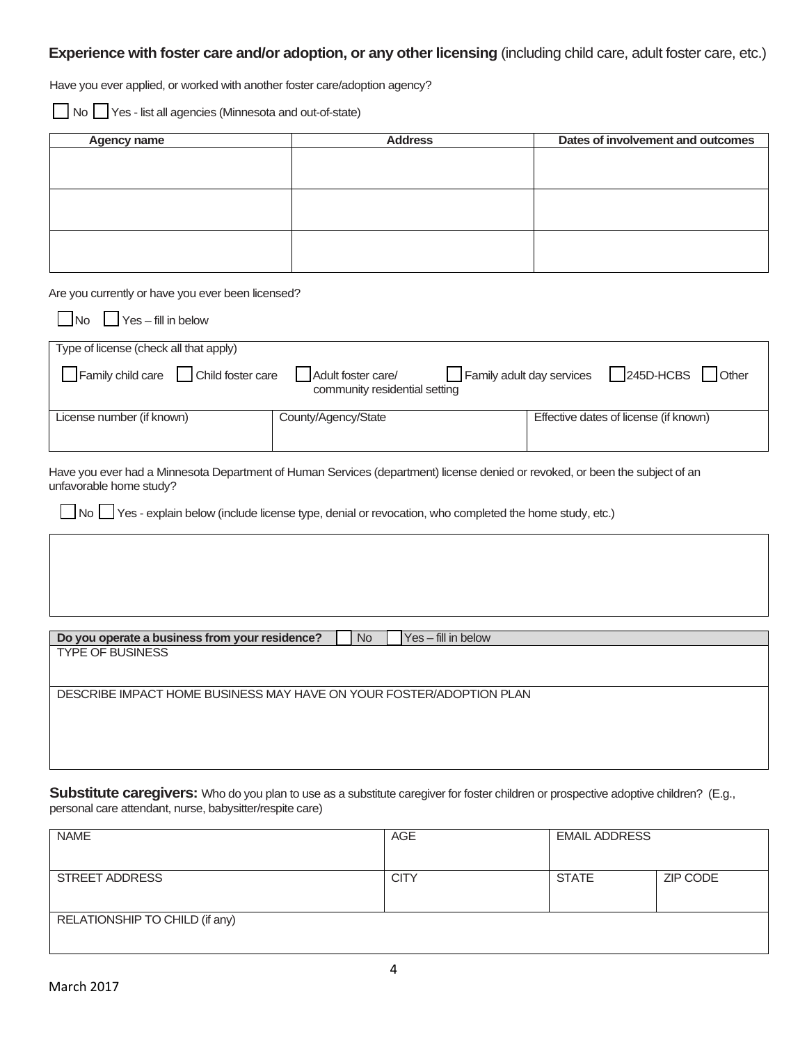**Experience with foster care and/or adoption, or any other licensing** (including child care, adult foster care, etc.)

Have you ever applied, or worked with another foster care/adoption agency?

☐ No ☐ Yes - list all agencies (Minnesota and out-of-state)

| Agency name | Address | Dates of involvement and outcomes |
|---|---|---|
| | | |
| | | |
| | | |

Are you currently or have you ever been licensed?

☐ No ☐ Yes – fill in below

| Type of license (check all that apply) | | |
|---|---|---|
| ☐ Family child care ☐ Child foster care ☐ Adult foster care/ community residential setting ☐ Family adult day services ☐ 245D-HCBS ☐ Other | | |
| License number (if known) | County/Agency/State | Effective dates of license (if known) |
| | | |

Have you ever had a Minnesota Department of Human Services (department) license denied or revoked, or been the subject of an unfavorable home study?

☐ No ☐ Yes - explain below (include license type, denial or revocation, who completed the home study, etc.)

| |
|---|
| |

| **Do you operate a business from your residence?** ☐ No ☐ Yes – fill in below |
|---|
| TYPE OF BUSINESS |
| DESCRIBE IMPACT HOME BUSINESS MAY HAVE ON YOUR FOSTER/ADOPTION PLAN |

**Substitute caregivers:** Who do you plan to use as a substitute caregiver for foster children or prospective adoptive children? (E.g., personal care attendant, nurse, babysitter/respite care)

| NAME | AGE | EMAIL ADDRESS | |
|---|---|---|---|
| STREET ADDRESS | CITY | STATE | ZIP CODE |
| RELATIONSHIP TO CHILD (if any) | | | |

March 2017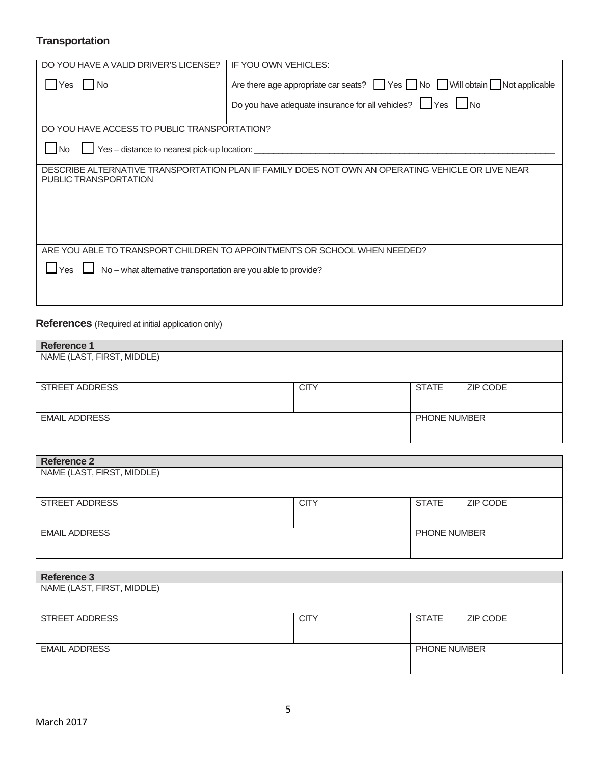## Transportation

| DO YOU HAVE A VALID DRIVER'S LICENSE? | IF YOU OWN VEHICLES: |
|---|---|
| ☐ Yes ☐ No | Are there age appropriate car seats? ☐ Yes ☐ No ☐ Will obtain ☐ Not applicable |
| | Do you have adequate insurance for all vehicles? ☐ Yes ☐ No |

DO YOU HAVE ACCESS TO PUBLIC TRANSPORTATION?

☐ No ☐ Yes – distance to nearest pick-up location: ____________________

DESCRIBE ALTERNATIVE TRANSPORTATION PLAN IF FAMILY DOES NOT OWN AN OPERATING VEHICLE OR LIVE NEAR PUBLIC TRANSPORTATION

ARE YOU ABLE TO TRANSPORT CHILDREN TO APPOINTMENTS OR SCHOOL WHEN NEEDED?

☐ Yes ☐ No – what alternative transportation are you able to provide?

## References (Required at initial application only)

| Reference 1 | | | |
|---|---|---|---|
| NAME (LAST, FIRST, MIDDLE) | | | |
| STREET ADDRESS | CITY | STATE | ZIP CODE |
| EMAIL ADDRESS | | PHONE NUMBER | |

| Reference 2 | | | |
|---|---|---|---|
| NAME (LAST, FIRST, MIDDLE) | | | |
| STREET ADDRESS | CITY | STATE | ZIP CODE |
| EMAIL ADDRESS | | PHONE NUMBER | |

| Reference 3 | | | |
|---|---|---|---|
| NAME (LAST, FIRST, MIDDLE) | | | |
| STREET ADDRESS | CITY | STATE | ZIP CODE |
| EMAIL ADDRESS | | PHONE NUMBER | |

March 2017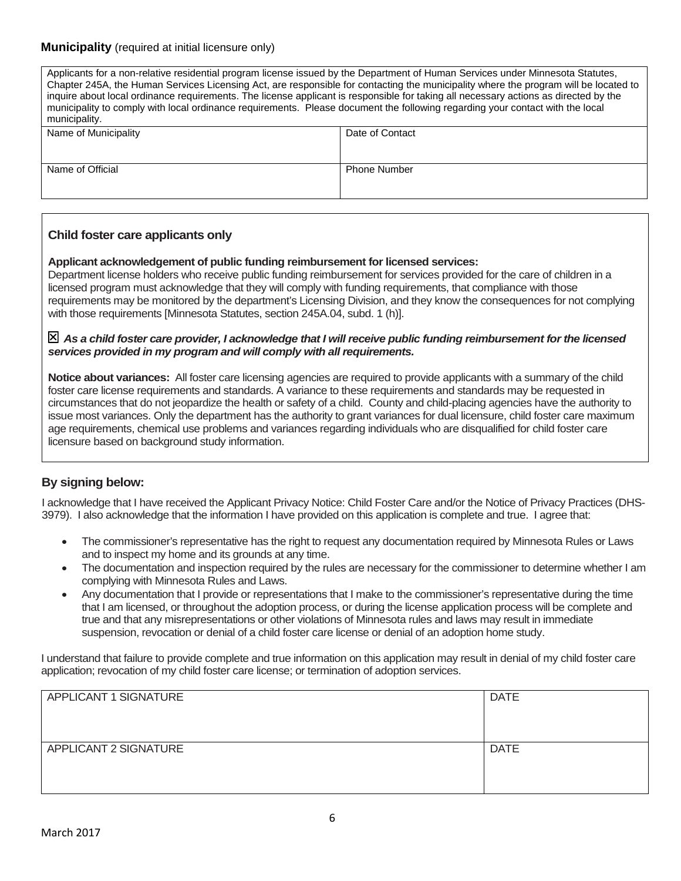**Municipality** (required at initial licensure only)

| Applicants for a non-relative residential program license issued by the Department of Human Services under Minnesota Statutes, Chapter 245A, the Human Services Licensing Act, are responsible for contacting the municipality where the program will be located to inquire about local ordinance requirements. The license applicant is responsible for taking all necessary actions as directed by the municipality to comply with local ordinance requirements. Please document the following regarding your contact with the local municipality. | |
|---|---|
| Name of Municipality | Date of Contact |
| Name of Official | Phone Number |

### Child foster care applicants only

**Applicant acknowledgement of public funding reimbursement for licensed services:**
Department license holders who receive public funding reimbursement for services provided for the care of children in a licensed program must acknowledge that they will comply with funding requirements, that compliance with those requirements may be monitored by the department's Licensing Division, and they know the consequences for not complying with those requirements [Minnesota Statutes, section 245A.04, subd. 1 (h)].

☒ ***As a child foster care provider, I acknowledge that I will receive public funding reimbursement for the licensed services provided in my program and will comply with all requirements.***

**Notice about variances:** All foster care licensing agencies are required to provide applicants with a summary of the child foster care license requirements and standards. A variance to these requirements and standards may be requested in circumstances that do not jeopardize the health or safety of a child. County and child-placing agencies have the authority to issue most variances. Only the department has the authority to grant variances for dual licensure, child foster care maximum age requirements, chemical use problems and variances regarding individuals who are disqualified for child foster care licensure based on background study information.

### By signing below:

I acknowledge that I have received the Applicant Privacy Notice: Child Foster Care and/or the Notice of Privacy Practices (DHS-3979). I also acknowledge that the information I have provided on this application is complete and true. I agree that:

- The commissioner's representative has the right to request any documentation required by Minnesota Rules or Laws and to inspect my home and its grounds at any time.
- The documentation and inspection required by the rules are necessary for the commissioner to determine whether I am complying with Minnesota Rules and Laws.
- Any documentation that I provide or representations that I make to the commissioner's representative during the time that I am licensed, or throughout the adoption process, or during the license application process will be complete and true and that any misrepresentations or other violations of Minnesota rules and laws may result in immediate suspension, revocation or denial of a child foster care license or denial of an adoption home study.

I understand that failure to provide complete and true information on this application may result in denial of my child foster care application; revocation of my child foster care license; or termination of adoption services.

| APPLICANT 1 SIGNATURE | DATE |
|---|---|
| APPLICANT 2 SIGNATURE | DATE |

March 2017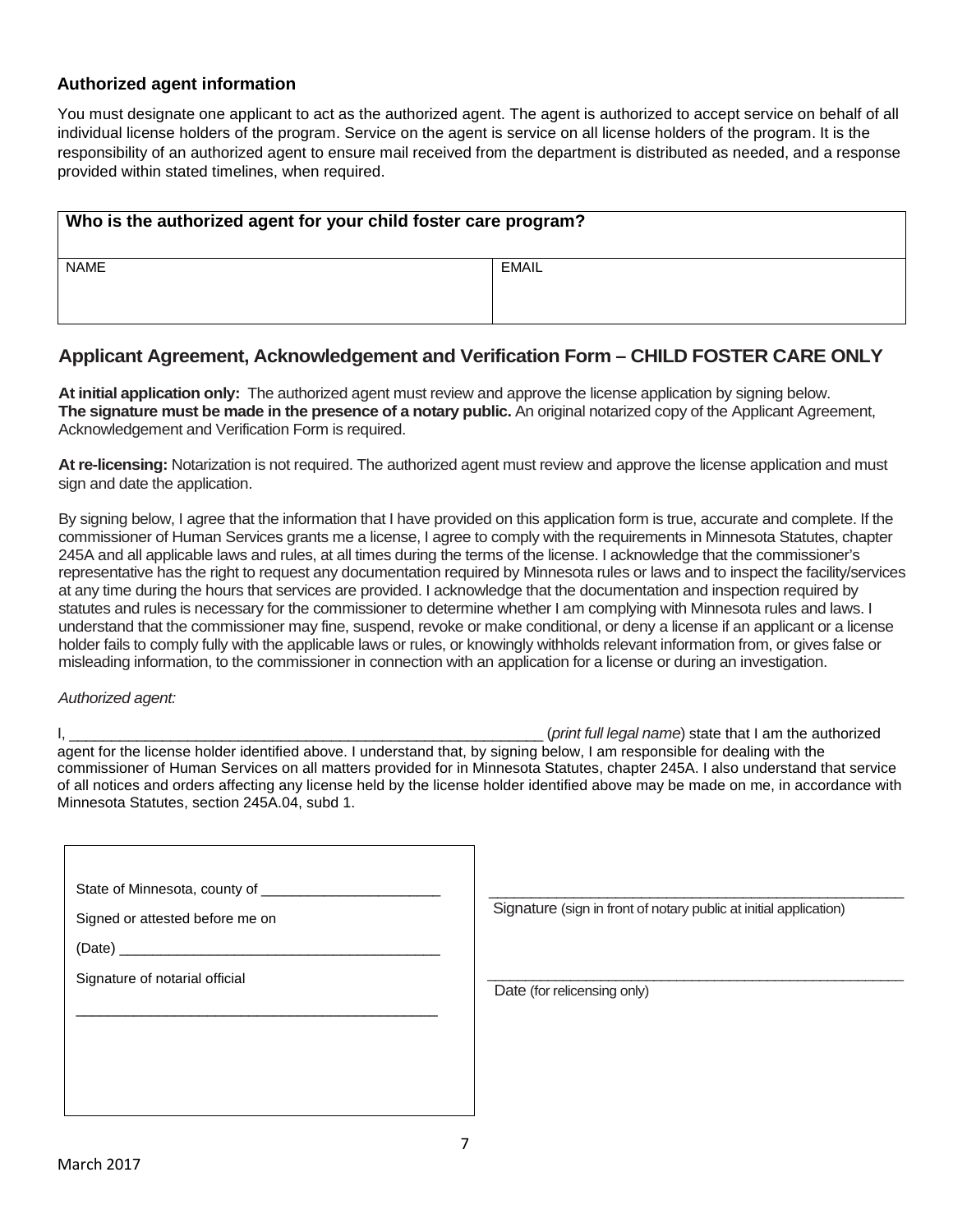### Authorized agent information

You must designate one applicant to act as the authorized agent. The agent is authorized to accept service on behalf of all individual license holders of the program. Service on the agent is service on all license holders of the program. It is the responsibility of an authorized agent to ensure mail received from the department is distributed as needed, and a response provided within stated timelines, when required.

| **Who is the authorized agent for your child foster care program?** | |
|---|---|
| NAME | EMAIL |

## Applicant Agreement, Acknowledgement and Verification Form – CHILD FOSTER CARE ONLY

**At initial application only:** The authorized agent must review and approve the license application by signing below. **The signature must be made in the presence of a notary public.** An original notarized copy of the Applicant Agreement, Acknowledgement and Verification Form is required.

**At re-licensing:** Notarization is not required. The authorized agent must review and approve the license application and must sign and date the application.

By signing below, I agree that the information that I have provided on this application form is true, accurate and complete. If the commissioner of Human Services grants me a license, I agree to comply with the requirements in Minnesota Statutes, chapter 245A and all applicable laws and rules, at all times during the terms of the license. I acknowledge that the commissioner's representative has the right to request any documentation required by Minnesota rules or laws and to inspect the facility/services at any time during the hours that services are provided. I acknowledge that the documentation and inspection required by statutes and rules is necessary for the commissioner to determine whether I am complying with Minnesota rules and laws. I understand that the commissioner may fine, suspend, revoke or make conditional, or deny a license if an applicant or a license holder fails to comply fully with the applicable laws or rules, or knowingly withholds relevant information from, or gives false or misleading information, to the commissioner in connection with an application for a license or during an investigation.

*Authorized agent:*

I, ___________________________________________________________ (*print full legal name*) state that I am the authorized agent for the license holder identified above. I understand that, by signing below, I am responsible for dealing with the commissioner of Human Services on all matters provided for in Minnesota Statutes, chapter 245A. I also understand that service of all notices and orders affecting any license held by the license holder identified above may be made on me, in accordance with Minnesota Statutes, section 245A.04, subd 1.

State of Minnesota, county of _______________________

Signed or attested before me on

(Date) _________________________________________

Signature of notarial official

_____________________________________________

_____________________________________________________

Signature (sign in front of notary public at initial application)

_____________________________________________________

Date (for relicensing only)

March 2017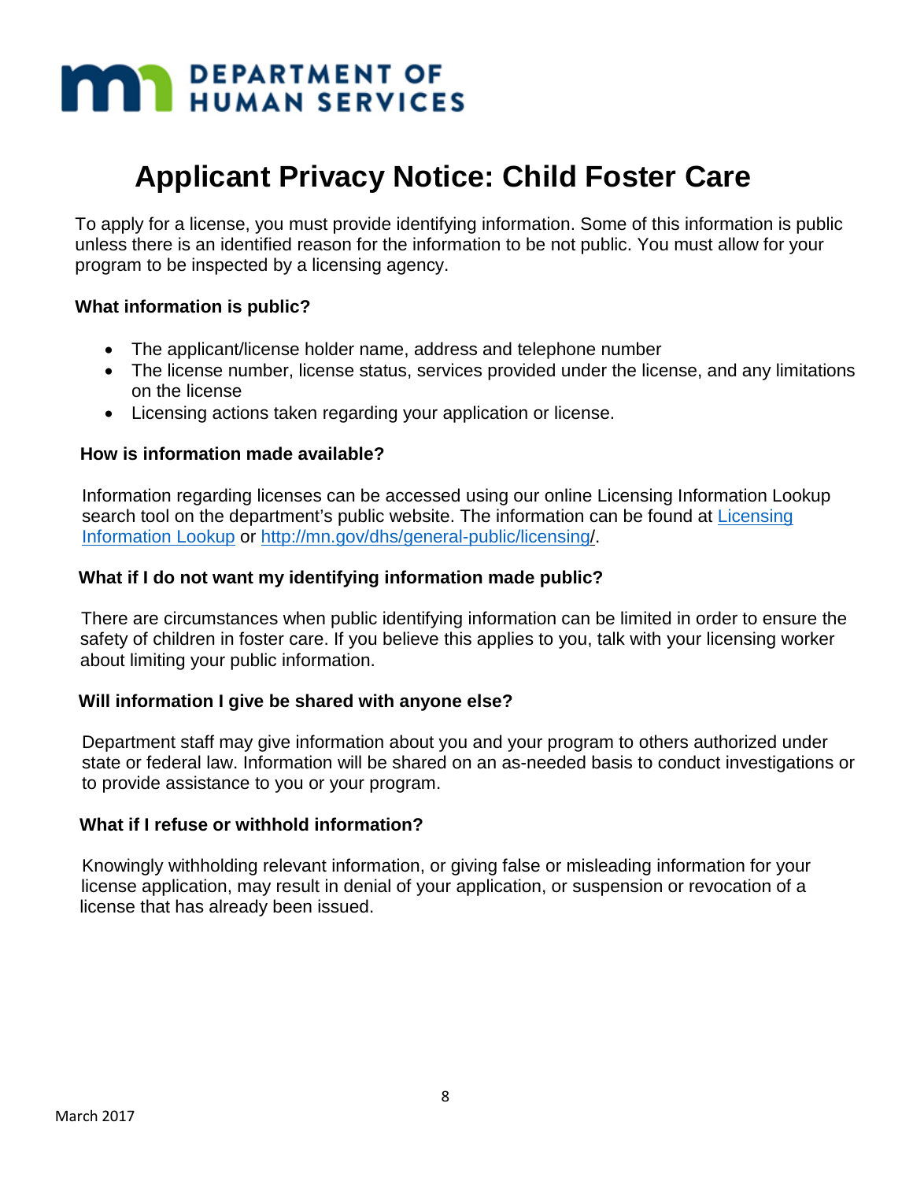DEPARTMENT OF HUMAN SERVICES

# Applicant Privacy Notice: Child Foster Care

To apply for a license, you must provide identifying information. Some of this information is public unless there is an identified reason for the information to be not public. You must allow for your program to be inspected by a licensing agency.

**What information is public?**

- The applicant/license holder name, address and telephone number
- The license number, license status, services provided under the license, and any limitations on the license
- Licensing actions taken regarding your application or license.

**How is information made available?**

Information regarding licenses can be accessed using our online Licensing Information Lookup search tool on the department's public website. The information can be found at [Licensing Information Lookup](http://mn.gov/dhs/general-public/licensing/) or [http://mn.gov/dhs/general-public/licensing](http://mn.gov/dhs/general-public/licensing/)/.

**What if I do not want my identifying information made public?**

There are circumstances when public identifying information can be limited in order to ensure the safety of children in foster care. If you believe this applies to you, talk with your licensing worker about limiting your public information.

**Will information I give be shared with anyone else?**

Department staff may give information about you and your program to others authorized under state or federal law. Information will be shared on an as-needed basis to conduct investigations or to provide assistance to you or your program.

**What if I refuse or withhold information?**

Knowingly withholding relevant information, or giving false or misleading information for your license application, may result in denial of your application, or suspension or revocation of a license that has already been issued.

March 2017